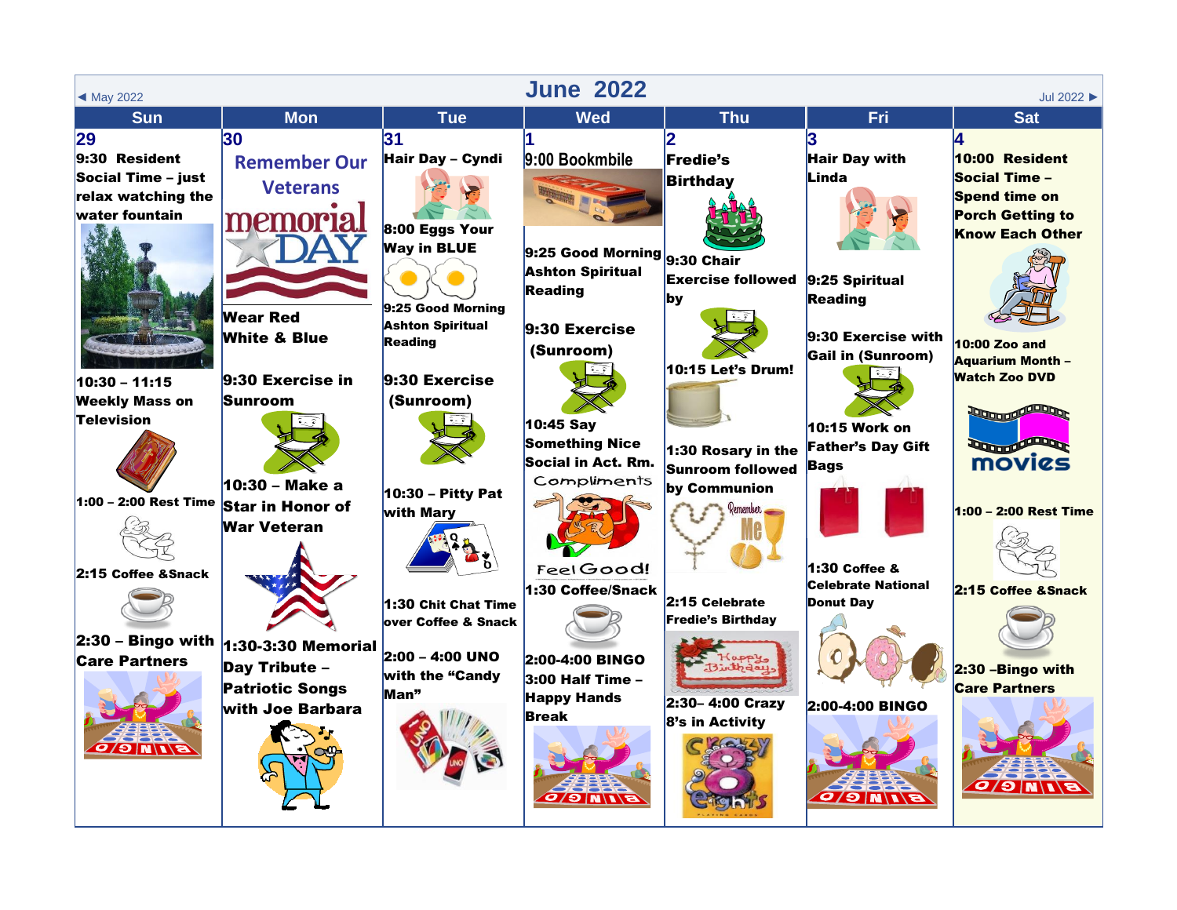◄ May 2022

# June 2022

Jul 2022 ►

| Sun | Mon | Tue | Wed | Thu | Fri | Sat |
|---|---|---|---|---|---|---|
| **29**<br>**9:30 Resident Social Time – just relax watching the water fountain**<br><br>**10:30 – 11:15 Weekly Mass on Television**<br><br>**1:00 – 2:00 Rest Time**<br><br>**2:15 Coffee &Snack**<br><br>**2:30 – Bingo with Care Partners** | **30**<br>**Remember Our Veterans**<br>memorial DAY<br>**Wear Red White & Blue**<br><br>**9:30 Exercise in Sunroom**<br><br>**10:30 – Make a Star in Honor of War Veteran**<br><br>**1:30-3:30 Memorial Day Tribute – Patriotic Songs with Joe Barbara** | **31**<br>**Hair Day – Cyndi**<br><br>**8:00 Eggs Your Way in BLUE**<br><br>**9:25 Good Morning Ashton Spiritual Reading**<br><br>**9:30 Exercise (Sunroom)**<br><br>**10:30 – Pitty Pat with Mary**<br><br>**1:30 Chit Chat Time over Coffee & Snack**<br><br>**2:00 – 4:00 UNO with the "Candy Man"** | **1**<br>9:00 Bookmbile<br><br>**9:25 Good Morning Ashton Spiritual Reading**<br><br>**9:30 Exercise (Sunroom)**<br><br>**10:45 Say Something Nice Social in Act. Rm.**<br>Compliments<br>Feel Good!<br>**1:30 Coffee/Snack**<br><br>**2:00-4:00 BINGO**<br>**3:00 Half Time – Happy Hands Break** | **2**<br>**Fredie's Birthday**<br><br>**9:30 Chair Exercise followed by**<br><br>**10:15 Let's Drum!**<br><br>**1:30 Rosary in the Sunroom followed by Communion**<br><br>**2:15 Celebrate Fredie's Birthday**<br><br>**2:30– 4:00 Crazy 8's in Activity** | **3**<br>**Hair Day with Linda**<br><br>**9:25 Spiritual Reading**<br><br>**9:30 Exercise with Gail in (Sunroom)**<br><br>**10:15 Work on Father's Day Gift Bags**<br><br>**1:30 Coffee & Celebrate National Donut Day**<br><br>**2:00-4:00 BINGO** | **4**<br>**10:00 Resident Social Time – Spend time on Porch Getting to Know Each Other**<br><br>**10:00 Zoo and Aquarium Month – Watch Zoo DVD**<br><br>**1:00 – 2:00 Rest Time**<br><br>**2:15 Coffee &Snack**<br><br>**2:30 –Bingo with Care Partners** |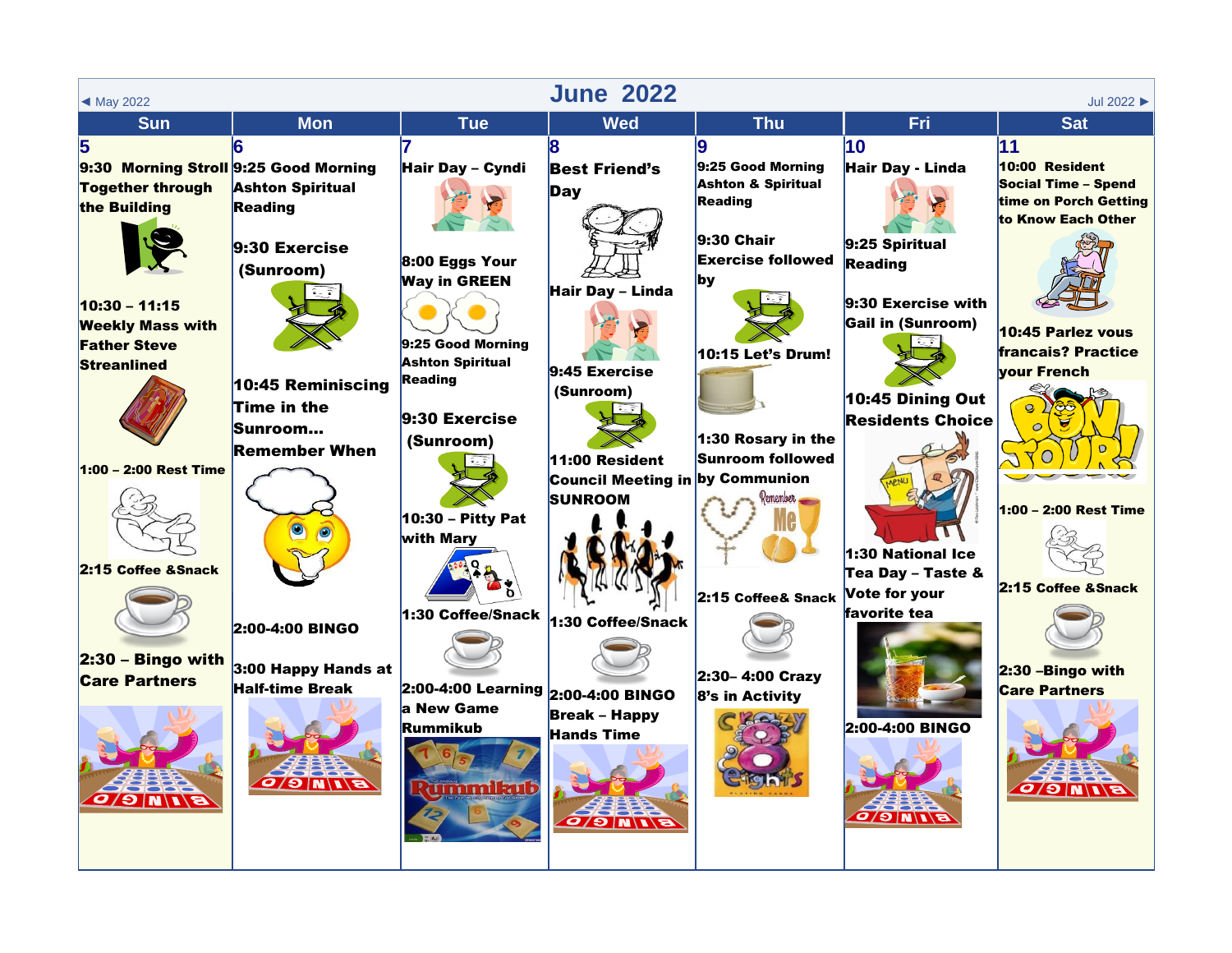◄ May 2022 | **June 2022** | Jul 2022 ►

| Sun | Mon | Tue | Wed | Thu | Fri | Sat |
|---|---|---|---|---|---|---|
| **5**<br>**9:30 Morning Stroll Together through the Building**<br><br>**10:30 – 11:15 Weekly Mass with Father Steve Streanlined**<br><br>**1:00 – 2:00 Rest Time**<br><br>**2:15 Coffee &Snack**<br><br>**2:30 – Bingo with Care Partners** | **6**<br>**9:25 Good Morning Ashton Spiritual Reading**<br><br>**9:30 Exercise (Sunroom)**<br><br>**10:45 Reminiscing Time in the Sunroom… Remember When**<br><br>**2:00-4:00 BINGO**<br><br>**3:00 Happy Hands at Half-time Break** | **7**<br>**Hair Day – Cyndi**<br><br>**8:00 Eggs Your Way in GREEN**<br><br>**9:25 Good Morning Ashton Spiritual Reading**<br><br>**9:30 Exercise (Sunroom)**<br><br>**10:30 – Pitty Pat with Mary**<br><br>**1:30 Coffee/Snack**<br><br>**2:00-4:00 Learning a New Game Rummikub** | **8**<br>**Best Friend's Day**<br><br>**Hair Day – Linda**<br><br>**9:45 Exercise (Sunroom)**<br><br>**11:00 Resident Council Meeting in SUNROOM**<br><br>**1:30 Coffee/Snack**<br><br>**2:00-4:00 BINGO Break – Happy Hands Time** | **9**<br>**9:25 Good Morning Ashton & Spiritual Reading**<br><br>**9:30 Chair Exercise followed by**<br><br>**10:15 Let's Drum!**<br><br>**1:30 Rosary in the Sunroom followed by Communion**<br><br>**2:15 Coffee& Snack**<br><br>**2:30– 4:00 Crazy 8's in Activity** | **10**<br>**Hair Day - Linda**<br><br>**9:25 Spiritual Reading**<br><br>**9:30 Exercise with Gail in (Sunroom)**<br><br>**10:45 Dining Out Residents Choice**<br><br>**1:30 National Ice Tea Day – Taste & Vote for your favorite tea**<br><br>**2:00-4:00 BINGO** | **11**<br>**10:00 Resident Social Time – Spend time on Porch Getting to Know Each Other**<br><br>**10:45 Parlez vous francais? Practice your French**<br><br>**1:00 – 2:00 Rest Time**<br><br>**2:15 Coffee &Snack**<br><br>**2:30 –Bingo with Care Partners** |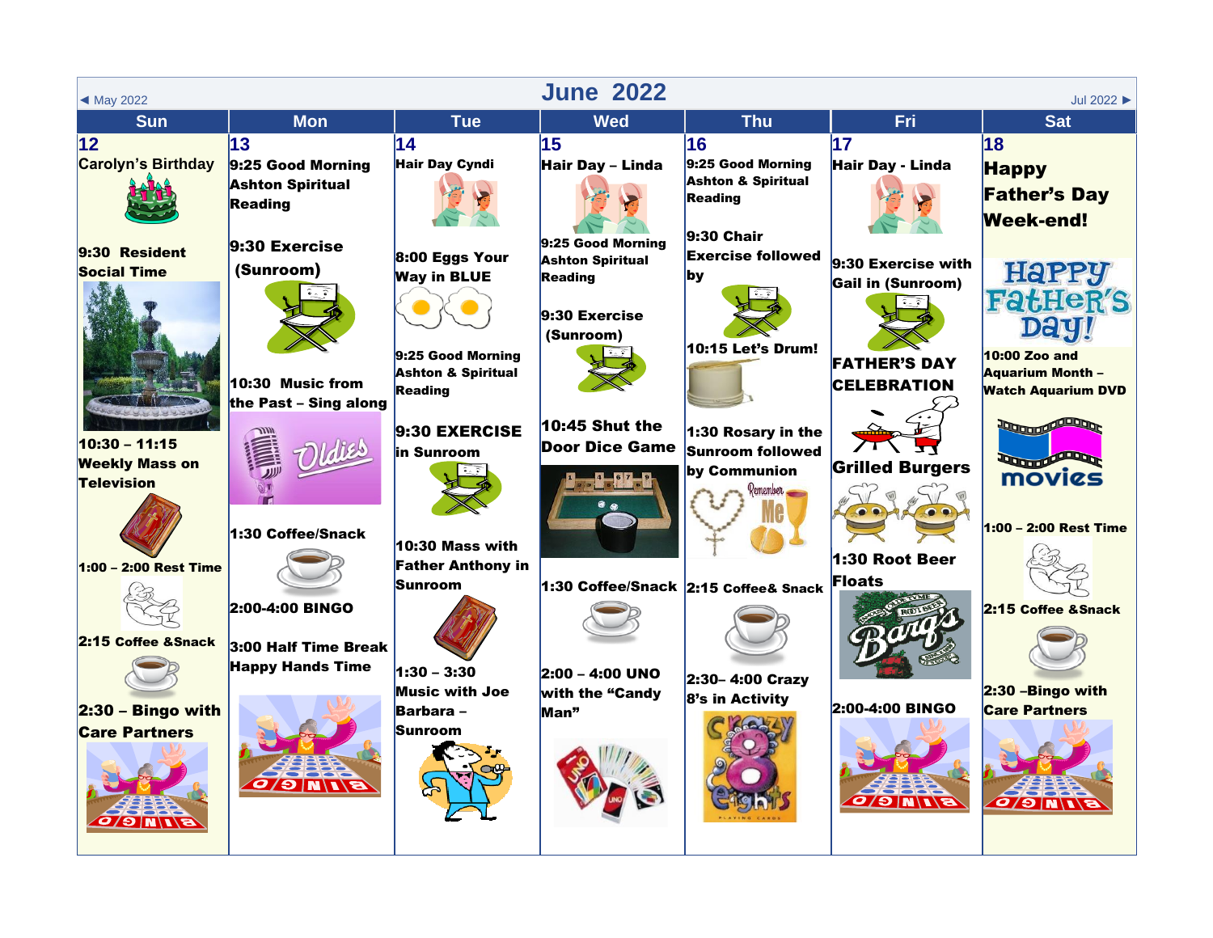◄ May 2022 | **June 2022** | Jul 2022 ►

| Sun | Mon | Tue | Wed | Thu | Fri | Sat |
|---|---|---|---|---|---|---|
| **12**<br>Carolyn's Birthday<br><br>**9:30 Resident Social Time**<br><br>**10:30 – 11:15 Weekly Mass on Television**<br><br>**1:00 – 2:00 Rest Time**<br><br>**2:15 Coffee &Snack**<br><br>**2:30 – Bingo with Care Partners** | **13**<br>**9:25 Good Morning Ashton Spiritual Reading**<br><br>**9:30 Exercise (Sunroom)**<br><br>**10:30 Music from the Past – Sing along**<br><br>Oldies<br><br>**1:30 Coffee/Snack**<br><br>**2:00-4:00 BINGO**<br><br>**3:00 Half Time Break Happy Hands Time** | **14**<br>**Hair Day Cyndi**<br><br>**8:00 Eggs Your Way in BLUE**<br><br>**9:25 Good Morning Ashton & Spiritual Reading**<br><br>**9:30 EXERCISE in Sunroom**<br><br>**10:30 Mass with Father Anthony in Sunroom**<br><br>**1:30 – 3:30 Music with Joe Barbara – Sunroom** | **15**<br>**Hair Day – Linda**<br><br>**9:25 Good Morning Ashton Spiritual Reading**<br><br>**9:30 Exercise (Sunroom)**<br><br>**10:45 Shut the Door Dice Game**<br><br>**1:30 Coffee/Snack**<br><br>**2:00 – 4:00 UNO with the "Candy Man"** | **16**<br>**9:25 Good Morning Ashton & Spiritual Reading**<br><br>**9:30 Chair Exercise followed by**<br><br>**10:15 Let's Drum!**<br><br>**1:30 Rosary in the Sunroom followed by Communion**<br><br>**2:15 Coffee& Snack**<br><br>**2:30– 4:00 Crazy 8's in Activity** | **17**<br>**Hair Day - Linda**<br><br>**9:30 Exercise with Gail in (Sunroom)**<br><br>**FATHER'S DAY CELEBRATION**<br><br>**Grilled Burgers**<br><br>**1:30 Root Beer Floats**<br><br>**2:00-4:00 BINGO** | **18**<br>**Happy Father's Day Week-end!**<br><br>Happy Father's Day!<br><br>**10:00 Zoo and Aquarium Month – Watch Aquarium DVD**<br><br>movies<br><br>**1:00 – 2:00 Rest Time**<br><br>**2:15 Coffee &Snack**<br><br>**2:30 –Bingo with Care Partners** |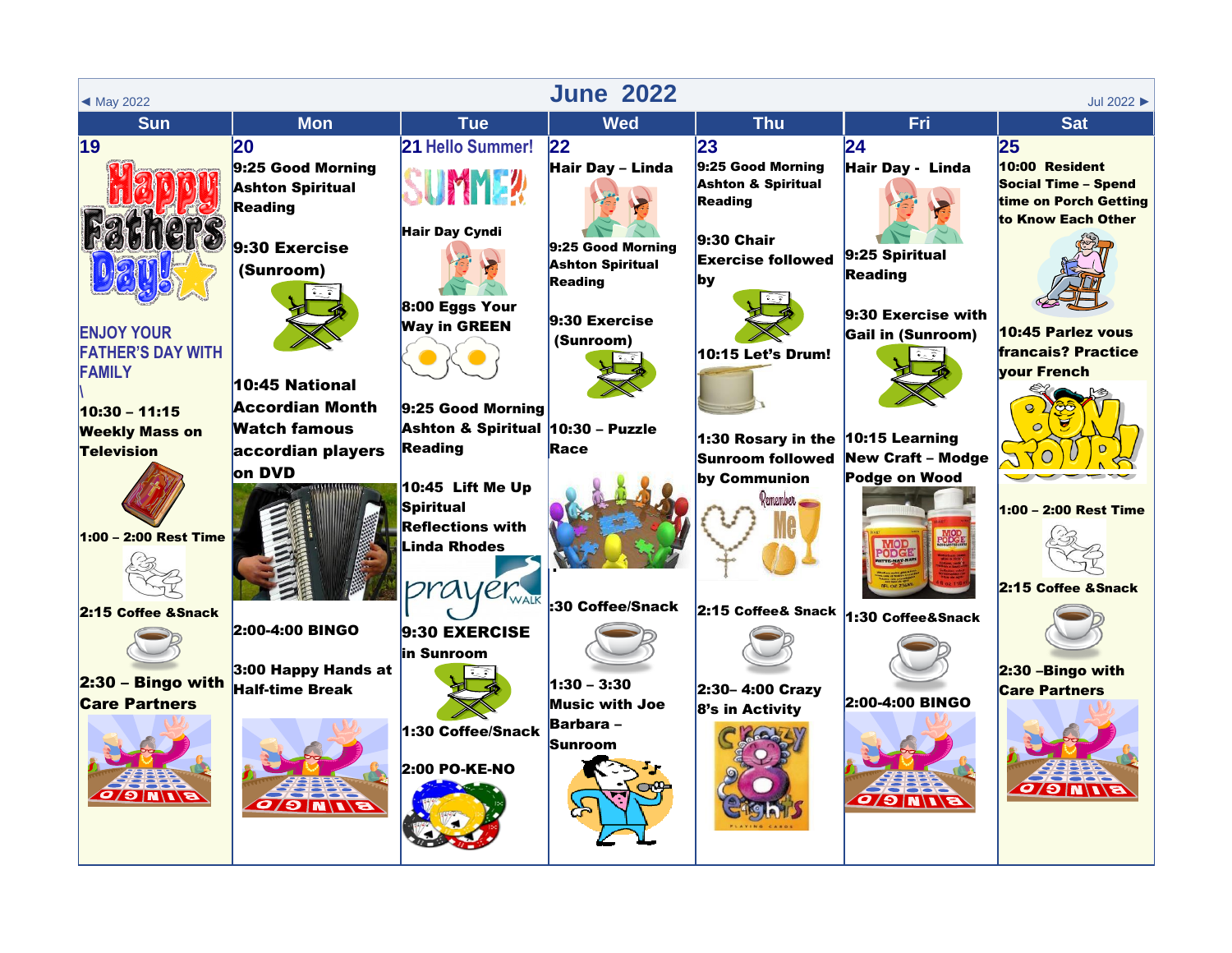◄ May 2022 | **June 2022** | Jul 2022 ►

| Sun | Mon | Tue | Wed | Thu | Fri | Sat |
|---|---|---|---|---|---|---|
| **19** Happy Fathers Day! ENJOY YOUR FATHER'S DAY WITH FAMILY \ **10:30 – 11:15 Weekly Mass on Television** **1:00 – 2:00 Rest Time** **2:15 Coffee &Snack** **2:30 – Bingo with Care Partners** | **20** **9:25 Good Morning Ashton Spiritual Reading** **9:30 Exercise (Sunroom)** **10:45 National Accordian Month Watch famous accordian players on DVD** **2:00-4:00 BINGO** **3:00 Happy Hands at Half-time Break** | **21** Hello Summer! SUMMER **Hair Day Cyndi** **8:00 Eggs Your Way in GREEN** **9:25 Good Morning Ashton & Spiritual Reading** **10:45 Lift Me Up Spiritual Reflections with Linda Rhodes** prayer WALK **9:30 EXERCISE in Sunroom** **1:30 Coffee/Snack** **2:00 PO-KE-NO** | **22** **Hair Day – Linda** **9:25 Good Morning Ashton Spiritual Reading** **9:30 Exercise (Sunroom)** **10:30 – Puzzle Race** **:30 Coffee/Snack** **1:30 – 3:30 Music with Joe Barbara – Sunroom** | **23** **9:25 Good Morning Ashton & Spiritual Reading** **9:30 Chair Exercise followed by** **10:15 Let's Drum!** **1:30 Rosary in the Sunroom followed by Communion** Remember Me **2:15 Coffee& Snack** **2:30– 4:00 Crazy 8's in Activity** | **24** **Hair Day - Linda** **9:25 Spiritual Reading** **9:30 Exercise with Gail in (Sunroom)** **10:15 Learning New Craft – Modge Podge on Wood** **1:30 Coffee&Snack** **2:00-4:00 BINGO** | **25** **10:00 Resident Social Time – Spend time on Porch Getting to Know Each Other** **10:45 Parlez vous francais? Practice your French** BON JOUR! **1:00 – 2:00 Rest Time** **2:15 Coffee &Snack** **2:30 –Bingo with Care Partners** |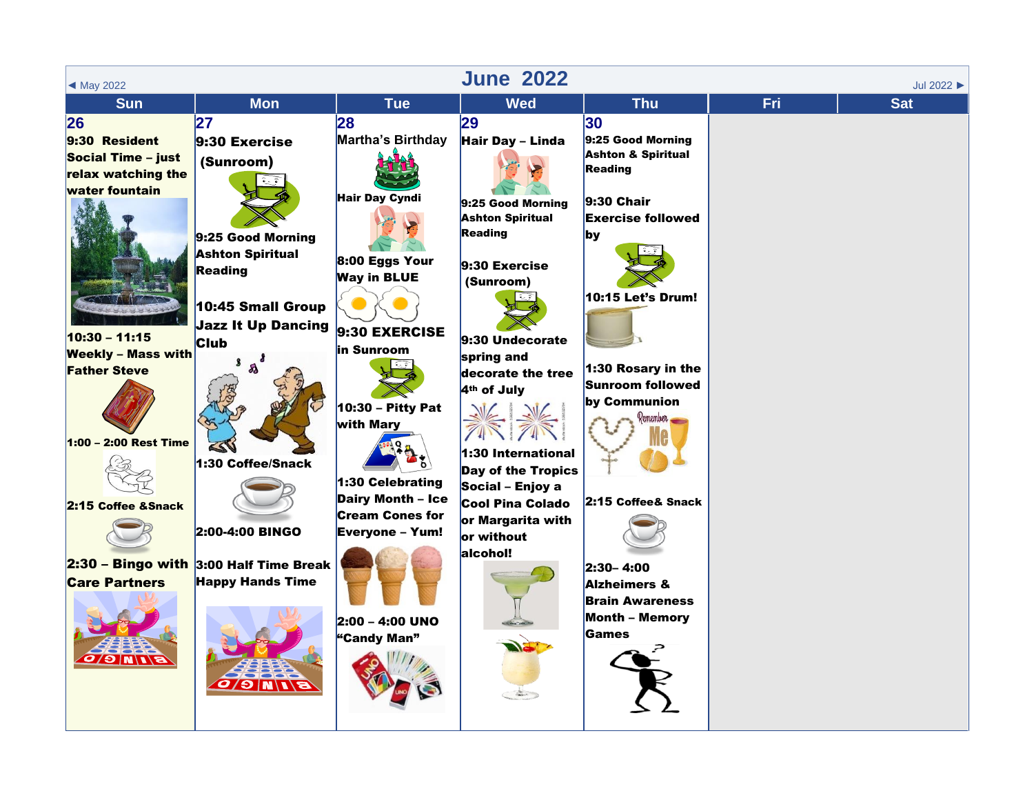# June 2022

◄ May 2022 | Jul 2022 ►

| Sun | Mon | Tue | Wed | Thu | Fri | Sat |
|---|---|---|---|---|---|---|
| **26**<br>**9:30 Resident Social Time – just relax watching the water fountain**<br>**10:30 – 11:15 Weekly – Mass with Father Steve**<br>**1:00 – 2:00 Rest Time**<br>**2:15 Coffee &Snack**<br>**2:30 – Bingo with Care Partners** | **27**<br>**9:30 Exercise (Sunroom)**<br>**9:25 Good Morning Ashton Spiritual Reading**<br>**10:45 Small Group Jazz It Up Dancing Club**<br>**1:30 Coffee/Snack**<br>**2:00-4:00 BINGO**<br>**3:00 Half Time Break Happy Hands Time** | **28**<br>Martha's Birthday<br>**Hair Day Cyndi**<br>**8:00 Eggs Your Way in BLUE**<br>**9:30 EXERCISE in Sunroom**<br>**10:30 – Pitty Pat with Mary**<br>**1:30 Celebrating Dairy Month – Ice Cream Cones for Everyone – Yum!**<br>**2:00 – 4:00 UNO "Candy Man"** | **29**<br>**Hair Day – Linda**<br>**9:25 Good Morning Ashton Spiritual Reading**<br>**9:30 Exercise (Sunroom)**<br>**9:30 Undecorate spring and decorate the tree 4th of July**<br>**1:30 International Day of the Tropics Social – Enjoy a Cool Pina Colado or Margarita with or without alcohol!** | **30**<br>**9:25 Good Morning Ashton & Spiritual Reading**<br>**9:30 Chair Exercise followed by**<br>**10:15 Let's Drum!**<br>**1:30 Rosary in the Sunroom followed by Communion**<br>**2:15 Coffee& Snack**<br>**2:30– 4:00 Alzheimers & Brain Awareness Month – Memory Games** | | |